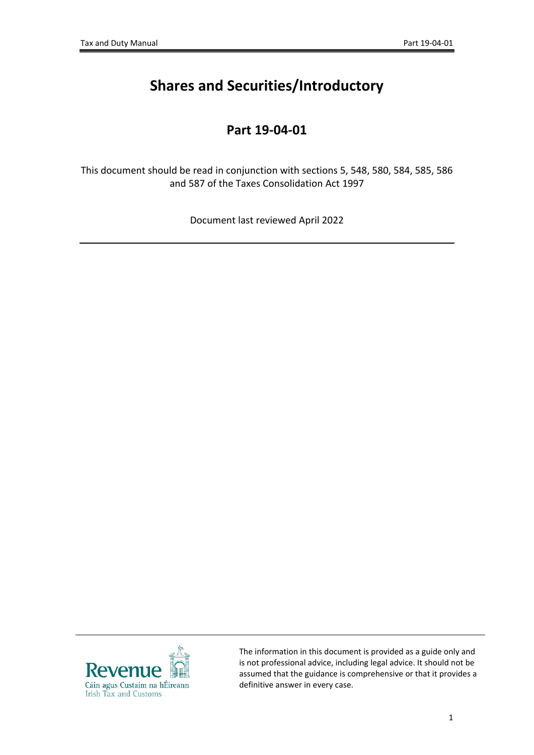# Shares and Securities/Introductory

## Part 19-04-01

This document should be read in conjunction with sections 5, 548, 580, 584, 585, 586 and 587 of the Taxes Consolidation Act 1997

Document last reviewed April 2022

The information in this document is provided as a guide only and is not professional advice, including legal advice. It should not be assumed that the guidance is comprehensive or that it provides a definitive answer in every case.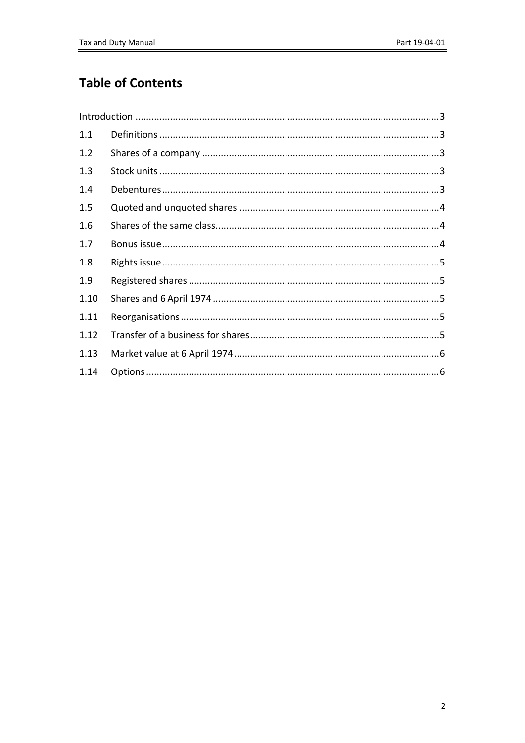# Table of Contents

Introduction ................................................................................................................3

1.1 Definitions ........................................................................................................3

1.2 Shares of a company ........................................................................................3

1.3 Stock units ........................................................................................................3

1.4 Debentures .......................................................................................................3

1.5 Quoted and unquoted shares ..........................................................................4

1.6 Shares of the same class...................................................................................4

1.7 Bonus issue .......................................................................................................4

1.8 Rights issue .......................................................................................................5

1.9 Registered shares .............................................................................................5

1.10 Shares and 6 April 1974 ....................................................................................5

1.11 Reorganisations ................................................................................................5

1.12 Transfer of a business for shares......................................................................5

1.13 Market value at 6 April 1974 ............................................................................6

1.14 Options .............................................................................................................6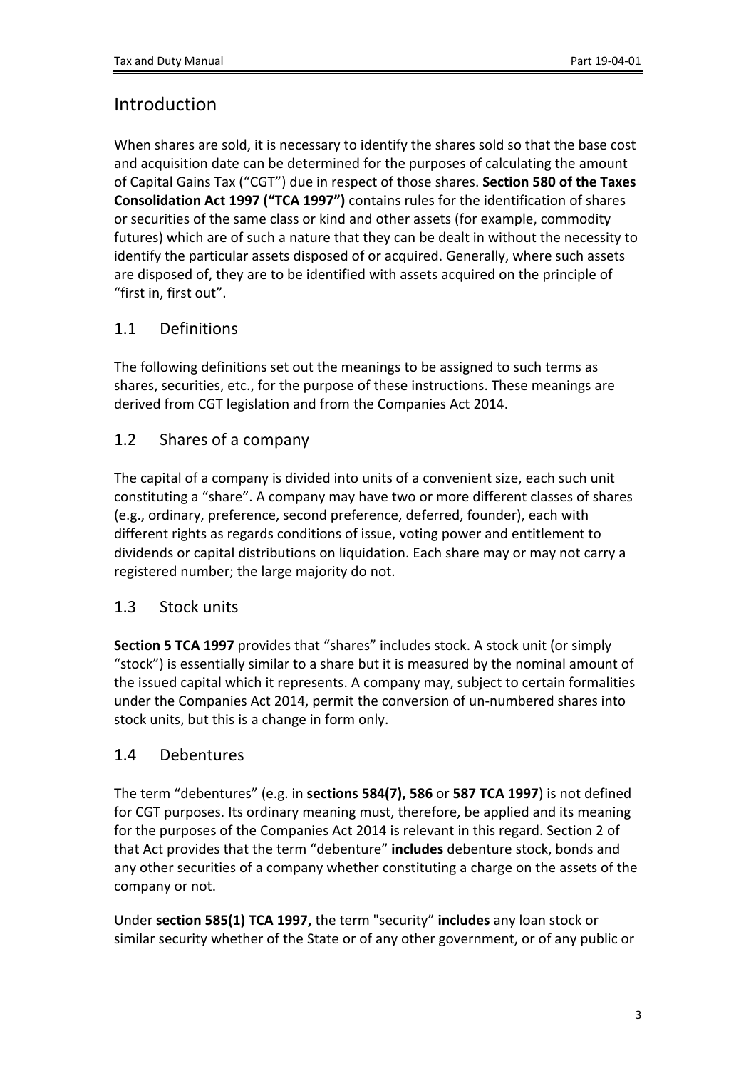## Introduction

When shares are sold, it is necessary to identify the shares sold so that the base cost and acquisition date can be determined for the purposes of calculating the amount of Capital Gains Tax ("CGT") due in respect of those shares. **Section 580 of the Taxes Consolidation Act 1997 ("TCA 1997")** contains rules for the identification of shares or securities of the same class or kind and other assets (for example, commodity futures) which are of such a nature that they can be dealt in without the necessity to identify the particular assets disposed of or acquired. Generally, where such assets are disposed of, they are to be identified with assets acquired on the principle of "first in, first out".

### 1.1 Definitions

The following definitions set out the meanings to be assigned to such terms as shares, securities, etc., for the purpose of these instructions. These meanings are derived from CGT legislation and from the Companies Act 2014.

### 1.2 Shares of a company

The capital of a company is divided into units of a convenient size, each such unit constituting a "share". A company may have two or more different classes of shares (e.g., ordinary, preference, second preference, deferred, founder), each with different rights as regards conditions of issue, voting power and entitlement to dividends or capital distributions on liquidation. Each share may or may not carry a registered number; the large majority do not.

### 1.3 Stock units

**Section 5 TCA 1997** provides that "shares" includes stock. A stock unit (or simply "stock") is essentially similar to a share but it is measured by the nominal amount of the issued capital which it represents. A company may, subject to certain formalities under the Companies Act 2014, permit the conversion of un-numbered shares into stock units, but this is a change in form only.

### 1.4 Debentures

The term "debentures" (e.g. in **sections 584(7), 586** or **587 TCA 1997**) is not defined for CGT purposes. Its ordinary meaning must, therefore, be applied and its meaning for the purposes of the Companies Act 2014 is relevant in this regard. Section 2 of that Act provides that the term "debenture" **includes** debenture stock, bonds and any other securities of a company whether constituting a charge on the assets of the company or not.

Under **section 585(1) TCA 1997,** the term "security" **includes** any loan stock or similar security whether of the State or of any other government, or of any public or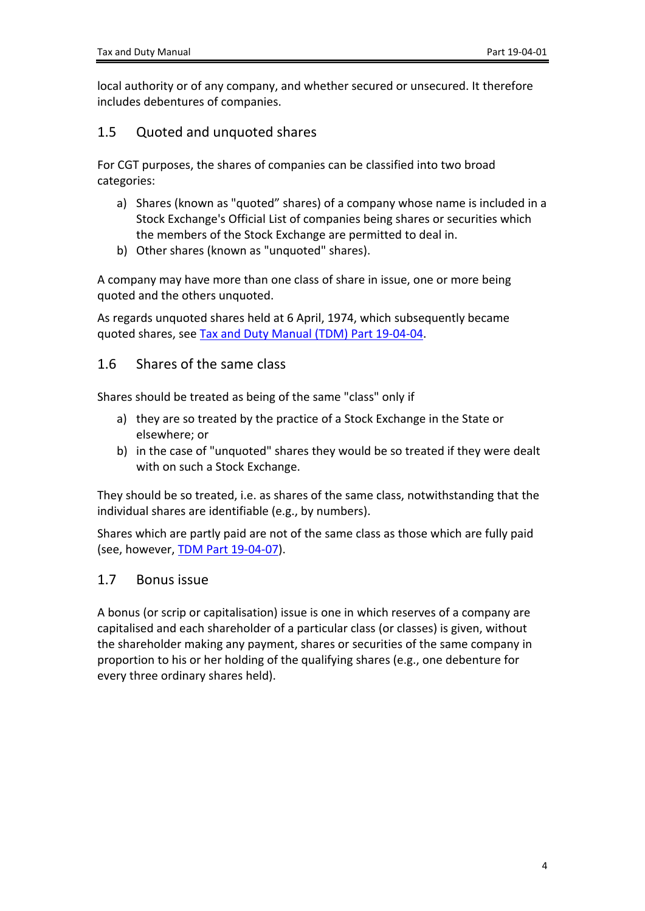local authority or of any company, and whether secured or unsecured. It therefore includes debentures of companies.

## 1.5 Quoted and unquoted shares

For CGT purposes, the shares of companies can be classified into two broad categories:

a) Shares (known as "quoted" shares) of a company whose name is included in a Stock Exchange's Official List of companies being shares or securities which the members of the Stock Exchange are permitted to deal in.
b) Other shares (known as "unquoted" shares).

A company may have more than one class of share in issue, one or more being quoted and the others unquoted.

As regards unquoted shares held at 6 April, 1974, which subsequently became quoted shares, see Tax and Duty Manual (TDM) Part 19-04-04.

## 1.6 Shares of the same class

Shares should be treated as being of the same "class" only if

a) they are so treated by the practice of a Stock Exchange in the State or elsewhere; or
b) in the case of "unquoted" shares they would be so treated if they were dealt with on such a Stock Exchange.

They should be so treated, i.e. as shares of the same class, notwithstanding that the individual shares are identifiable (e.g., by numbers).

Shares which are partly paid are not of the same class as those which are fully paid (see, however, TDM Part 19-04-07).

## 1.7 Bonus issue

A bonus (or scrip or capitalisation) issue is one in which reserves of a company are capitalised and each shareholder of a particular class (or classes) is given, without the shareholder making any payment, shares or securities of the same company in proportion to his or her holding of the qualifying shares (e.g., one debenture for every three ordinary shares held).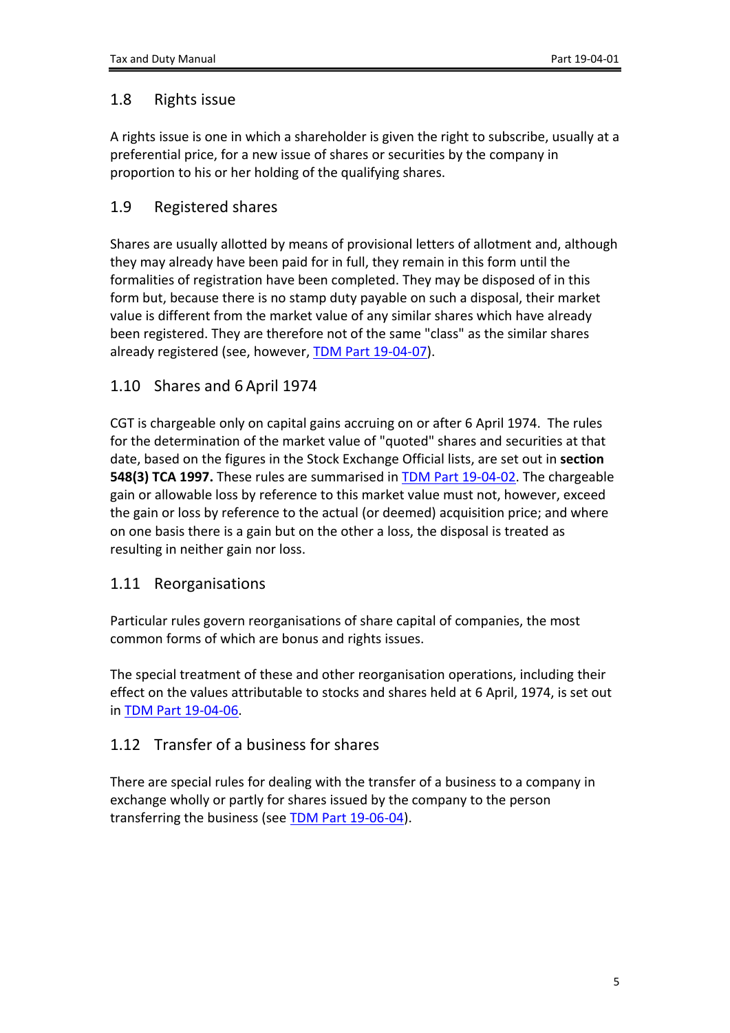## 1.8 Rights issue

A rights issue is one in which a shareholder is given the right to subscribe, usually at a preferential price, for a new issue of shares or securities by the company in proportion to his or her holding of the qualifying shares.

## 1.9 Registered shares

Shares are usually allotted by means of provisional letters of allotment and, although they may already have been paid for in full, they remain in this form until the formalities of registration have been completed. They may be disposed of in this form but, because there is no stamp duty payable on such a disposal, their market value is different from the market value of any similar shares which have already been registered. They are therefore not of the same "class" as the similar shares already registered (see, however, TDM Part 19-04-07).

## 1.10 Shares and 6 April 1974

CGT is chargeable only on capital gains accruing on or after 6 April 1974. The rules for the determination of the market value of "quoted" shares and securities at that date, based on the figures in the Stock Exchange Official lists, are set out in **section 548(3) TCA 1997.** These rules are summarised in TDM Part 19-04-02. The chargeable gain or allowable loss by reference to this market value must not, however, exceed the gain or loss by reference to the actual (or deemed) acquisition price; and where on one basis there is a gain but on the other a loss, the disposal is treated as resulting in neither gain nor loss.

## 1.11 Reorganisations

Particular rules govern reorganisations of share capital of companies, the most common forms of which are bonus and rights issues.

The special treatment of these and other reorganisation operations, including their effect on the values attributable to stocks and shares held at 6 April, 1974, is set out in TDM Part 19-04-06.

## 1.12 Transfer of a business for shares

There are special rules for dealing with the transfer of a business to a company in exchange wholly or partly for shares issued by the company to the person transferring the business (see TDM Part 19-06-04).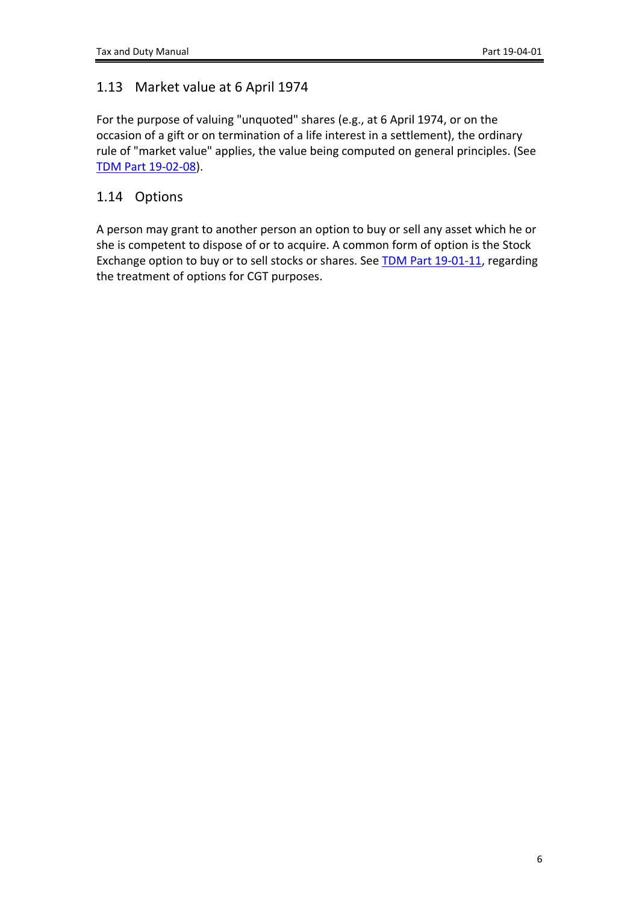## 1.13 Market value at 6 April 1974

For the purpose of valuing "unquoted" shares (e.g., at 6 April 1974, or on the occasion of a gift or on termination of a life interest in a settlement), the ordinary rule of "market value" applies, the value being computed on general principles. (See TDM Part 19-02-08).

## 1.14 Options

A person may grant to another person an option to buy or sell any asset which he or she is competent to dispose of or to acquire. A common form of option is the Stock Exchange option to buy or to sell stocks or shares. See TDM Part 19-01-11, regarding the treatment of options for CGT purposes.